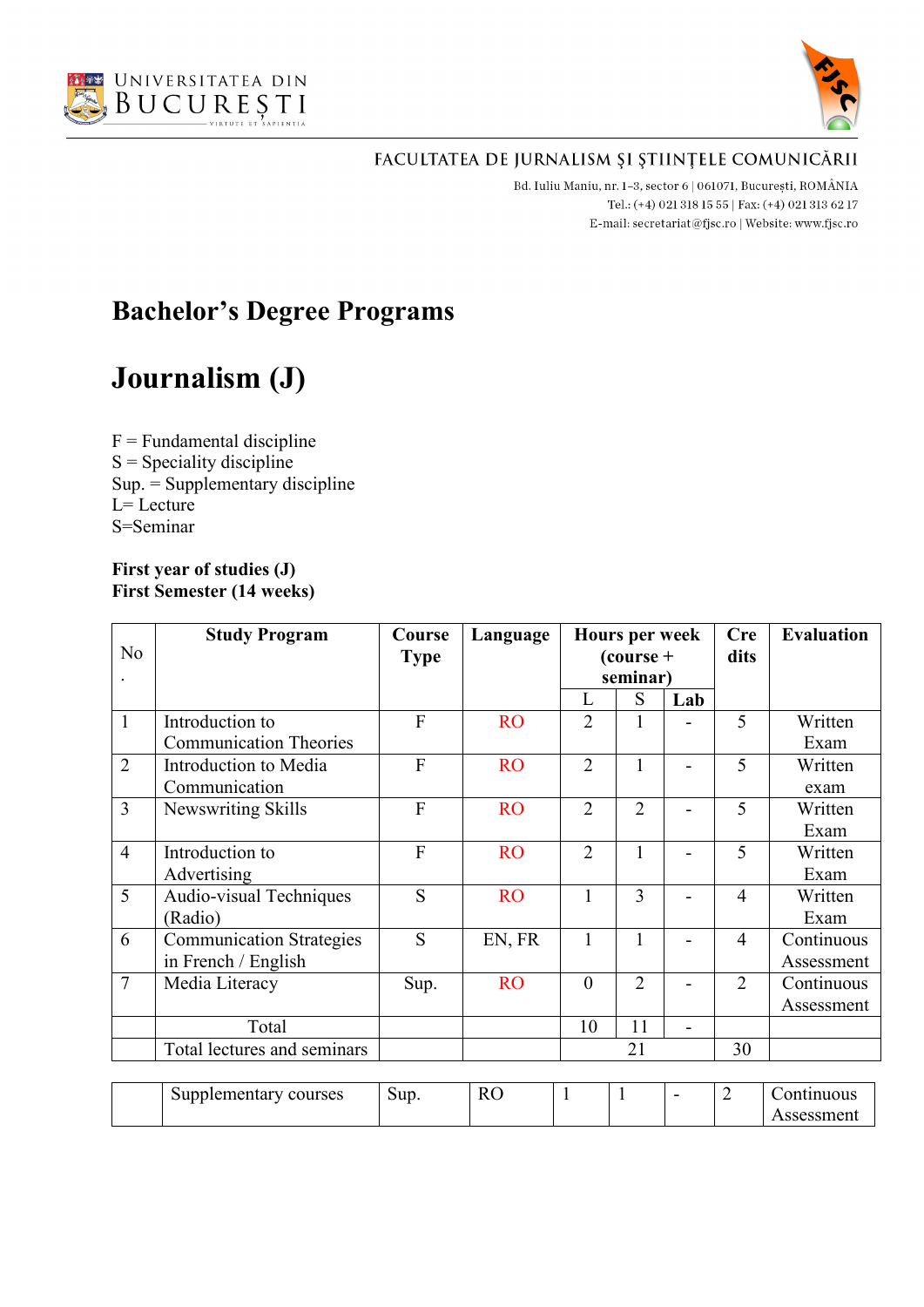UNIVERSITATEA DIN BUCUREȘTI

FACULTATEA DE JURNALISM ȘI ȘTIINȚELE COMUNICĂRII

Bd. Iuliu Maniu, nr. 1–3, sector 6 | 061071, București, ROMÂNIA
Tel.: (+4) 021 318 15 55 | Fax: (+4) 021 313 62 17
E-mail: secretariat@fjsc.ro | Website: www.fjsc.ro

# Bachelor's Degree Programs

# Journalism (J)

F = Fundamental discipline
S = Speciality discipline
Sup. = Supplementary discipline
L= Lecture
S=Seminar

**First year of studies (J)**
**First Semester (14 weeks)**

| No. | Study Program | Course Type | Language | Hours per week (course + seminar) | | | Credits | Evaluation |
|---|---|---|---|---|---|---|---|---|
| | | | | L | S | Lab | | |
| 1 | Introduction to Communication Theories | F | RO | 2 | 1 | - | 5 | Written Exam |
| 2 | Introduction to Media Communication | F | RO | 2 | 1 | - | 5 | Written exam |
| 3 | Newswriting Skills | F | RO | 2 | 2 | - | 5 | Written Exam |
| 4 | Introduction to Advertising | F | RO | 2 | 1 | - | 5 | Written Exam |
| 5 | Audio-visual Techniques (Radio) | S | RO | 1 | 3 | - | 4 | Written Exam |
| 6 | Communication Strategies in French / English | S | EN, FR | 1 | 1 | - | 4 | Continuous Assessment |
| 7 | Media Literacy | Sup. | RO | 0 | 2 | - | 2 | Continuous Assessment |
| | Total | | | 10 | 11 | - | | |
| | Total lectures and seminars | | | 21 | | | 30 | |

| | | | | | | | | |
|---|---|---|---|---|---|---|---|---|
| | Supplementary courses | Sup. | RO | 1 | 1 | - | 2 | Continuous Assessment |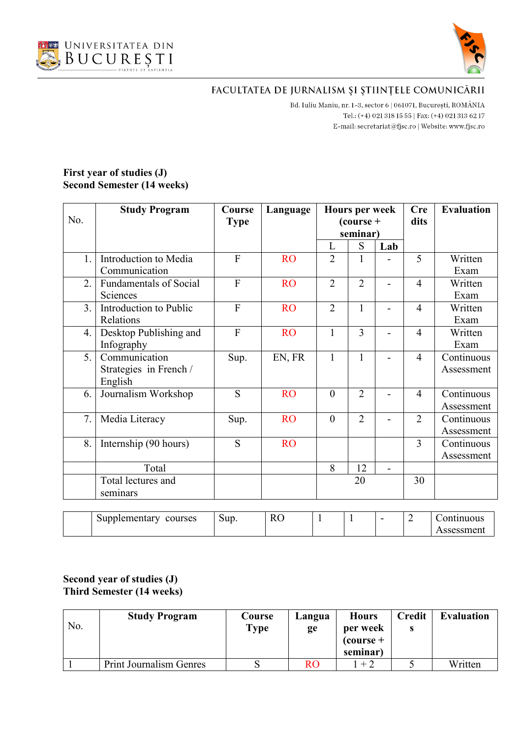UNIVERSITATEA DIN BUCUREȘTI

FACULTATEA DE JURNALISM ȘI ȘTIINȚELE COMUNICĂRII

Bd. Iuliu Maniu, nr. 1-3, sector 6 | 061071, București, ROMÂNIA
Tel.: (+4) 021 318 15 55 | Fax: (+4) 021 313 62 17
E-mail: secretariat@fjsc.ro | Website: www.fjsc.ro

**First year of studies (J)**
**Second Semester (14 weeks)**

| No. | Study Program | Course Type | Language | Hours per week (course + seminar) | | | Credits | Evaluation |
|---|---|---|---|---|---|---|---|---|
| | | | | L | S | Lab | | |
| 1. | Introduction to Media Communication | F | RO | 2 | 1 | - | 5 | Written Exam |
| 2. | Fundamentals of Social Sciences | F | RO | 2 | 2 | - | 4 | Written Exam |
| 3. | Introduction to Public Relations | F | RO | 2 | 1 | - | 4 | Written Exam |
| 4. | Desktop Publishing and Infography | F | RO | 1 | 3 | - | 4 | Written Exam |
| 5. | Communication Strategies in French / English | Sup. | EN, FR | 1 | 1 | - | 4 | Continuous Assessment |
| 6. | Journalism Workshop | S | RO | 0 | 2 | - | 4 | Continuous Assessment |
| 7. | Media Literacy | Sup. | RO | 0 | 2 | - | 2 | Continuous Assessment |
| 8. | Internship (90 hours) | S | RO | | | | 3 | Continuous Assessment |
| | Total | | | 8 | 12 | - | | |
| | Total lectures and seminars | | | 20 | | | 30 | |

| | Supplementary courses | Sup. | RO | 1 | 1 | - | 2 | Continuous Assessment |
|---|---|---|---|---|---|---|---|---|

**Second year of studies (J)**
**Third Semester (14 weeks)**

| No. | Study Program | Course Type | Language | Hours per week (course + seminar) | Credits | Evaluation |
|---|---|---|---|---|---|---|
| 1 | Print Journalism Genres | S | RO | 1 + 2 | 5 | Written |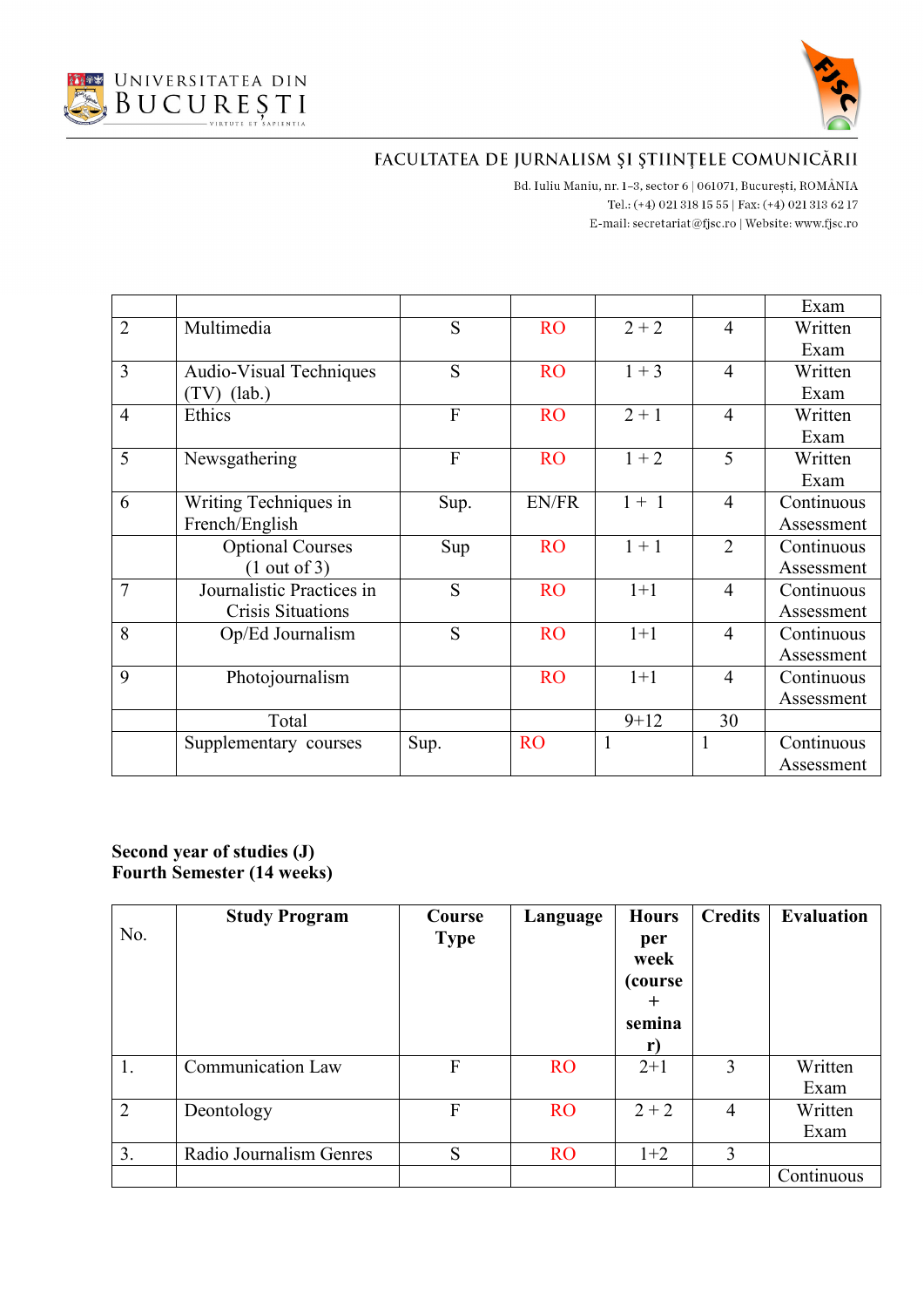| | | | | | | Exam |
|---|---|---|---|---|---|---|
| 2 | Multimedia | S | RO | 2 + 2 | 4 | Written Exam |
| 3 | Audio-Visual Techniques (TV) (lab.) | S | RO | 1 + 3 | 4 | Written Exam |
| 4 | Ethics | F | RO | 2 + 1 | 4 | Written Exam |
| 5 | Newsgathering | F | RO | 1 + 2 | 5 | Written Exam |
| 6 | Writing Techniques in French/English | Sup. | EN/FR | 1 + 1 | 4 | Continuous Assessment |
| | Optional Courses (1 out of 3) | Sup | RO | 1 + 1 | 2 | Continuous Assessment |
| 7 | Journalistic Practices in Crisis Situations | S | RO | 1+1 | 4 | Continuous Assessment |
| 8 | Op/Ed Journalism | S | RO | 1+1 | 4 | Continuous Assessment |
| 9 | Photojournalism | | RO | 1+1 | 4 | Continuous Assessment |
| | Total | | | 9+12 | 30 | |
| | Supplementary courses | Sup. | RO | 1 | 1 | Continuous Assessment |

**Second year of studies (J)**
**Fourth Semester (14 weeks)**

| No. | Study Program | Course Type | Language | Hours per week (course + seminar) | Credits | Evaluation |
|---|---|---|---|---|---|---|
| 1. | Communication Law | F | RO | 2+1 | 3 | Written Exam |
| 2 | Deontology | F | RO | 2 + 2 | 4 | Written Exam |
| 3. | Radio Journalism Genres | S | RO | 1+2 | 3 | |
| | | | | | | Continuous |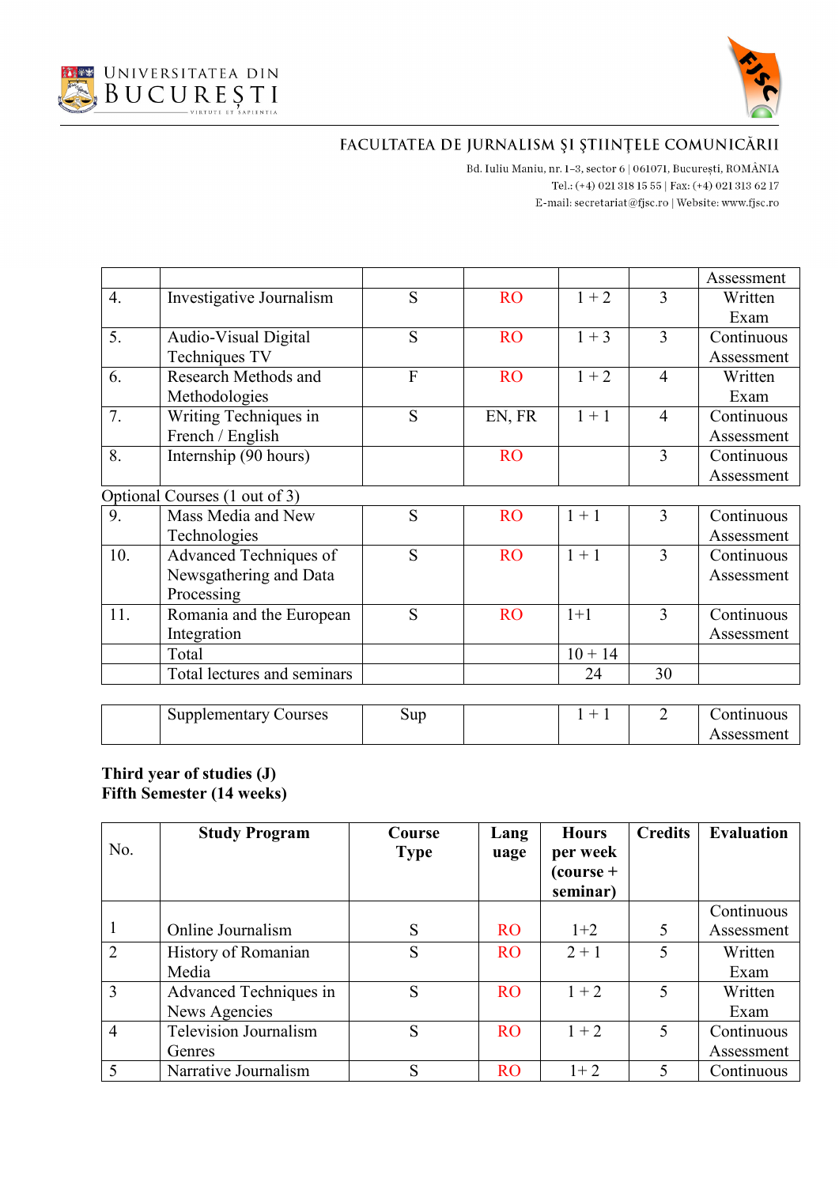| | | | | | | Assessment |
|---|---|---|---|---|---|---|
| 4. | Investigative Journalism | S | RO | 1 + 2 | 3 | Written Exam |
| 5. | Audio-Visual Digital Techniques TV | S | RO | 1 + 3 | 3 | Continuous Assessment |
| 6. | Research Methods and Methodologies | F | RO | 1 + 2 | 4 | Written Exam |
| 7. | Writing Techniques in French / English | S | EN, FR | 1 + 1 | 4 | Continuous Assessment |
| 8. | Internship (90 hours) | | RO | | 3 | Continuous Assessment |
| Optional Courses (1 out of 3) | | | | | | |
| 9. | Mass Media and New Technologies | S | RO | 1 + 1 | 3 | Continuous Assessment |
| 10. | Advanced Techniques of Newsgathering and Data Processing | S | RO | 1 + 1 | 3 | Continuous Assessment |
| 11. | Romania and the European Integration | S | RO | 1+1 | 3 | Continuous Assessment |
| | Total | | | 10 + 14 | | |
| | Total lectures and seminars | | | 24 | 30 | |

| | | | | | | |
|---|---|---|---|---|---|---|
| | Supplementary Courses | Sup | | 1 + 1 | 2 | Continuous Assessment |

**Third year of studies (J)**
**Fifth Semester (14 weeks)**

| No. | Study Program | Course Type | Language | Hours per week (course + seminar) | Credits | Evaluation |
|---|---|---|---|---|---|---|
| 1 | Online Journalism | S | RO | 1+2 | 5 | Continuous Assessment |
| 2 | History of Romanian Media | S | RO | 2 + 1 | 5 | Written Exam |
| 3 | Advanced Techniques in News Agencies | S | RO | 1 + 2 | 5 | Written Exam |
| 4 | Television Journalism Genres | S | RO | 1 + 2 | 5 | Continuous Assessment |
| 5 | Narrative Journalism | S | RO | 1+ 2 | 5 | Continuous |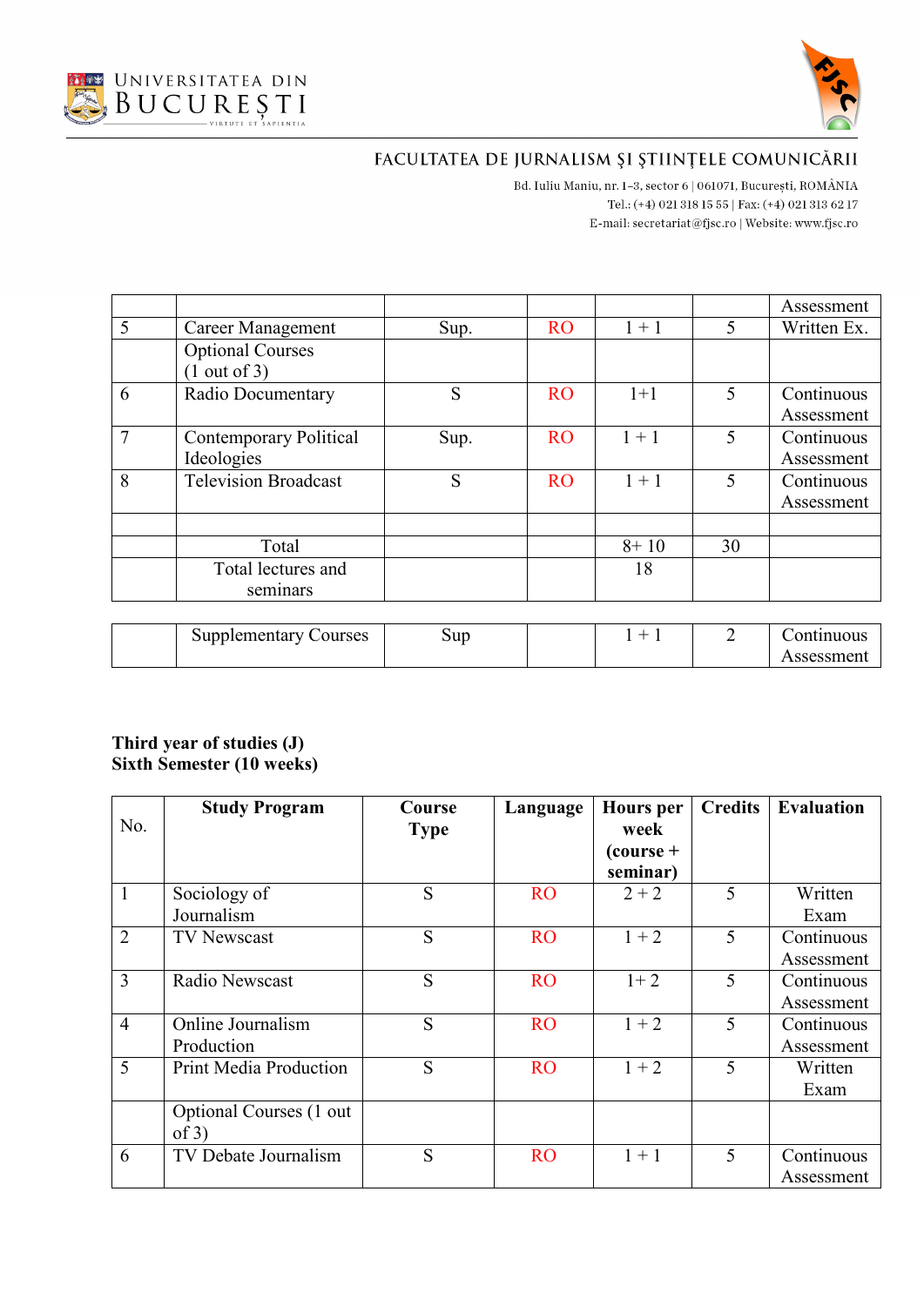**UNIVERSITATEA DIN BUCUREȘTI**

**FACULTATEA DE JURNALISM ȘI ȘTIINȚELE COMUNICĂRII**

Bd. Iuliu Maniu, nr. 1-3, sector 6 | 061071, București, ROMÂNIA
Tel.: (+4) 021 318 15 55 | Fax: (+4) 021 313 62 17
E-mail: secretariat@fjsc.ro | Website: www.fjsc.ro

| | | | | | | Assessment |
|---|---|---|---|---|---|---|
| 5 | Career Management | Sup. | RO | 1 + 1 | 5 | Written Ex. |
| | Optional Courses (1 out of 3) | | | | | |
| 6 | Radio Documentary | S | RO | 1+1 | 5 | Continuous Assessment |
| 7 | Contemporary Political Ideologies | Sup. | RO | 1 + 1 | 5 | Continuous Assessment |
| 8 | Television Broadcast | S | RO | 1 + 1 | 5 | Continuous Assessment |
| | | | | | | |
| | Total | | | 8+ 10 | 30 | |
| | Total lectures and seminars | | | 18 | | |

| | | | | | | |
|---|---|---|---|---|---|---|
| | Supplementary Courses | Sup | | 1 + 1 | 2 | Continuous Assessment |

**Third year of studies (J)**
**Sixth Semester (10 weeks)**

| No. | Study Program | Course Type | Language | Hours per week (course + seminar) | Credits | Evaluation |
|---|---|---|---|---|---|---|
| 1 | Sociology of Journalism | S | RO | 2 + 2 | 5 | Written Exam |
| 2 | TV Newscast | S | RO | 1 + 2 | 5 | Continuous Assessment |
| 3 | Radio Newscast | S | RO | 1+ 2 | 5 | Continuous Assessment |
| 4 | Online Journalism Production | S | RO | 1 + 2 | 5 | Continuous Assessment |
| 5 | Print Media Production | S | RO | 1 + 2 | 5 | Written Exam |
| | Optional Courses (1 out of 3) | | | | | |
| 6 | TV Debate Journalism | S | RO | 1 + 1 | 5 | Continuous Assessment |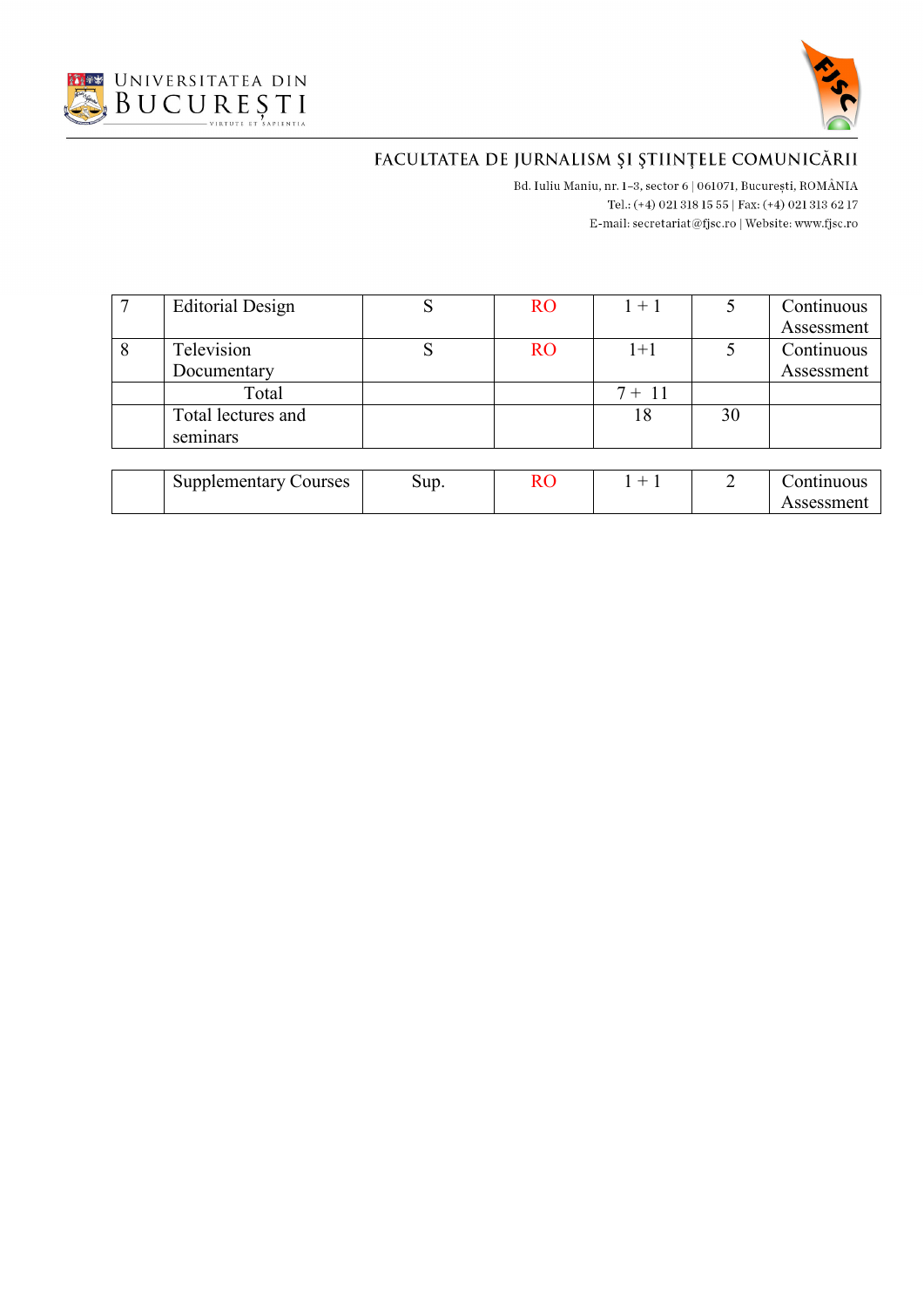| | | | | | | |
|---|---|---|---|---|---|---|
| 7 | Editorial Design | S | RO | 1 + 1 | 5 | Continuous Assessment |
| 8 | Television Documentary | S | RO | 1+1 | 5 | Continuous Assessment |
| | Total | | | 7 + 11 | | |
| | Total lectures and seminars | | | 18 | 30 | |

| | | | | | | |
|---|---|---|---|---|---|---|
| | Supplementary Courses | Sup. | RO | 1 + 1 | 2 | Continuous Assessment |